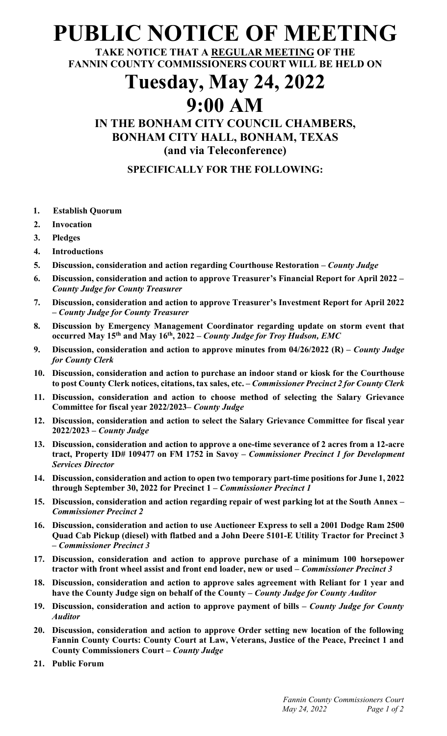# PUBLIC NOTICE OF MEETING

**TAKE NOTICE THAT A REGULAR MEETING OF THE FANNIN COUNTY COMMISSIONERS COURT WILL BE HELD ON**

# Tuesday, May 24, 2022

# 9:00 AM

## IN THE BONHAM CITY COUNCIL CHAMBERS, BONHAM CITY HALL, BONHAM, TEXAS (and via Teleconference)

### SPECIFICALLY FOR THE FOLLOWING:

1. **Establish Quorum**
2. **Invocation**
3. **Pledges**
4. **Introductions**
5. **Discussion, consideration and action regarding Courthouse Restoration –** ***County Judge***
6. **Discussion, consideration and action to approve Treasurer's Financial Report for April 2022 –** ***County Judge for County Treasurer***
7. **Discussion, consideration and action to approve Treasurer's Investment Report for April 2022 –** ***County Judge for County Treasurer***
8. **Discussion by Emergency Management Coordinator regarding update on storm event that occurred May 15th and May 16th, 2022 –** ***County Judge for Troy Hudson, EMC***
9. **Discussion, consideration and action to approve minutes from 04/26/2022 (R) –** ***County Judge for County Clerk***
10. **Discussion, consideration and action to purchase an indoor stand or kiosk for the Courthouse to post County Clerk notices, citations, tax sales, etc. –** ***Commissioner Precinct 2 for County Clerk***
11. **Discussion, consideration and action to choose method of selecting the Salary Grievance Committee for fiscal year 2022/2023–** ***County Judge***
12. **Discussion, consideration and action to select the Salary Grievance Committee for fiscal year 2022/2023 –** ***County Judge***
13. **Discussion, consideration and action to approve a one-time severance of 2 acres from a 12-acre tract, Property ID# 109477 on FM 1752 in Savoy –** ***Commissioner Precinct 1 for Development Services Director***
14. **Discussion, consideration and action to open two temporary part-time positions for June 1, 2022 through September 30, 2022 for Precinct 1 –** ***Commissioner Precinct 1***
15. **Discussion, consideration and action regarding repair of west parking lot at the South Annex –** ***Commissioner Precinct 2***
16. **Discussion, consideration and action to use Auctioneer Express to sell a 2001 Dodge Ram 2500 Quad Cab Pickup (diesel) with flatbed and a John Deere 5101-E Utility Tractor for Precinct 3 –** ***Commissioner Precinct 3***
17. **Discussion, consideration and action to approve purchase of a minimum 100 horsepower tractor with front wheel assist and front end loader, new or used –** ***Commissioner Precinct 3***
18. **Discussion, consideration and action to approve sales agreement with Reliant for 1 year and have the County Judge sign on behalf of the County –** ***County Judge for County Auditor***
19. **Discussion, consideration and action to approve payment of bills –** ***County Judge for County Auditor***
20. **Discussion, consideration and action to approve Order setting new location of the following Fannin County Courts: County Court at Law, Veterans, Justice of the Peace, Precinct 1 and County Commissioners Court –** ***County Judge***
21. **Public Forum**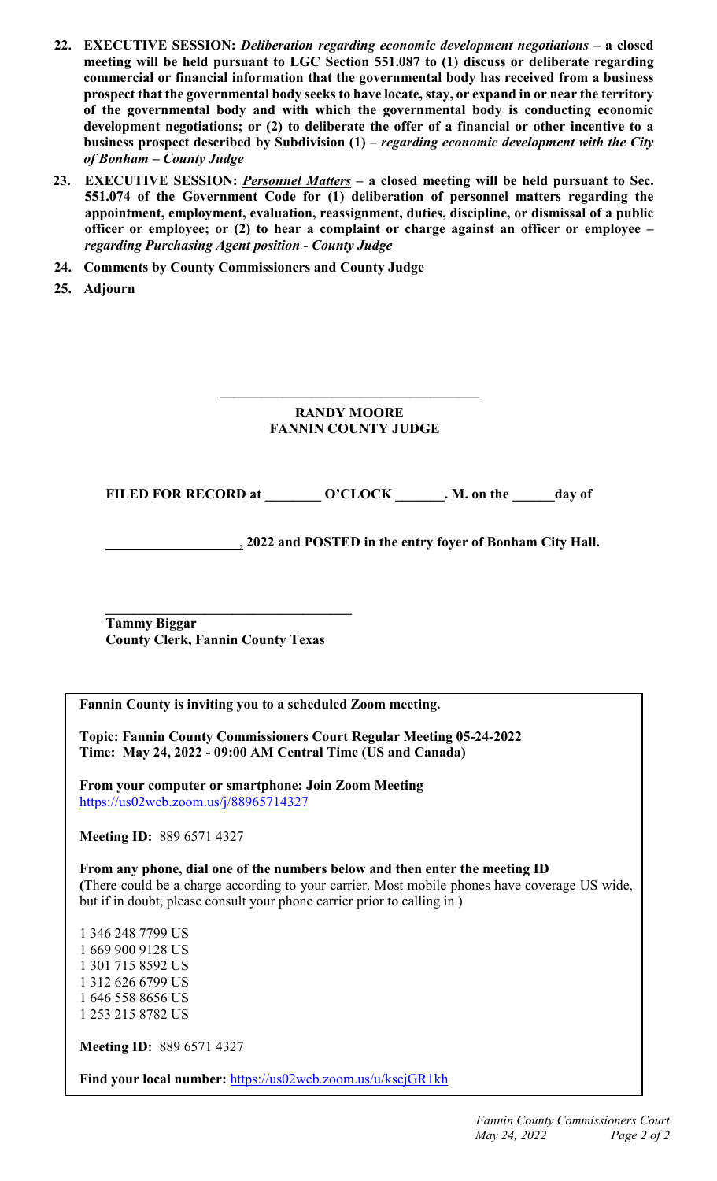22. **EXECUTIVE SESSION:** ***Deliberation regarding economic development negotiations*** **– a closed meeting will be held pursuant to LGC Section 551.087 to (1) discuss or deliberate regarding commercial or financial information that the governmental body has received from a business prospect that the governmental body seeks to have locate, stay, or expand in or near the territory of the governmental body and with which the governmental body is conducting economic development negotiations; or (2) to deliberate the offer of a financial or other incentive to a business prospect described by Subdivision (1) –** ***regarding economic development with the City of Bonham – County Judge***

23. **EXECUTIVE SESSION:** ***Personnel Matters*** **– a closed meeting will be held pursuant to Sec. 551.074 of the Government Code for (1) deliberation of personnel matters regarding the appointment, employment, evaluation, reassignment, duties, discipline, or dismissal of a public officer or employee; or (2) to hear a complaint or charge against an officer or employee –** ***regarding Purchasing Agent position - County Judge***

24. **Comments by County Commissioners and County Judge**

25. **Adjourn**

\_\_\_\_\_\_\_\_\_\_\_\_\_\_\_\_\_\_\_\_\_\_\_\_\_\_\_\_\_\_\_\_\_\_\_\_

**RANDY MOORE**
**FANNIN COUNTY JUDGE**

**FILED FOR RECORD at \_\_\_\_\_\_\_\_ O'CLOCK \_\_\_\_\_\_\_. M. on the \_\_\_\_\_\_day of**

**\_\_\_\_\_\_\_\_\_\_\_\_\_\_\_\_\_\_\_, 2022 and POSTED in the entry foyer of Bonham City Hall.**

\_\_\_\_\_\_\_\_\_\_\_\_\_\_\_\_\_\_\_\_\_\_\_\_\_\_\_\_\_\_\_\_\_\_\_\_

**Tammy Biggar**
**County Clerk, Fannin County Texas**

**Fannin County is inviting you to a scheduled Zoom meeting.**

**Topic: Fannin County Commissioners Court Regular Meeting 05-24-2022**
**Time: May 24, 2022 - 09:00 AM Central Time (US and Canada)**

**From your computer or smartphone: Join Zoom Meeting**
https://us02web.zoom.us/j/88965714327

**Meeting ID:** 889 6571 4327

**From any phone, dial one of the numbers below and then enter the meeting ID**
(There could be a charge according to your carrier. Most mobile phones have coverage US wide, but if in doubt, please consult your phone carrier prior to calling in.)

1 346 248 7799 US
1 669 900 9128 US
1 301 715 8592 US
1 312 626 6799 US
1 646 558 8656 US
1 253 215 8782 US

**Meeting ID:** 889 6571 4327

**Find your local number:** https://us02web.zoom.us/u/kscjGR1kh